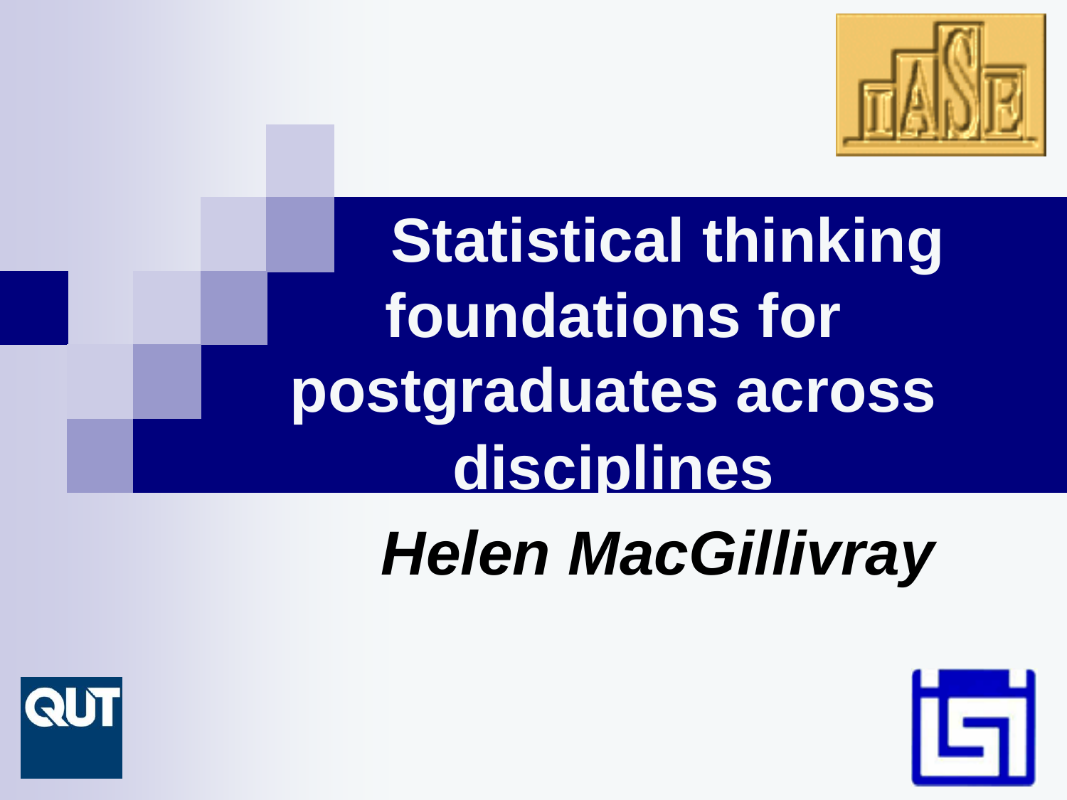# Statistical thinking foundations for postgraduates across disciplines

***Helen MacGillivray***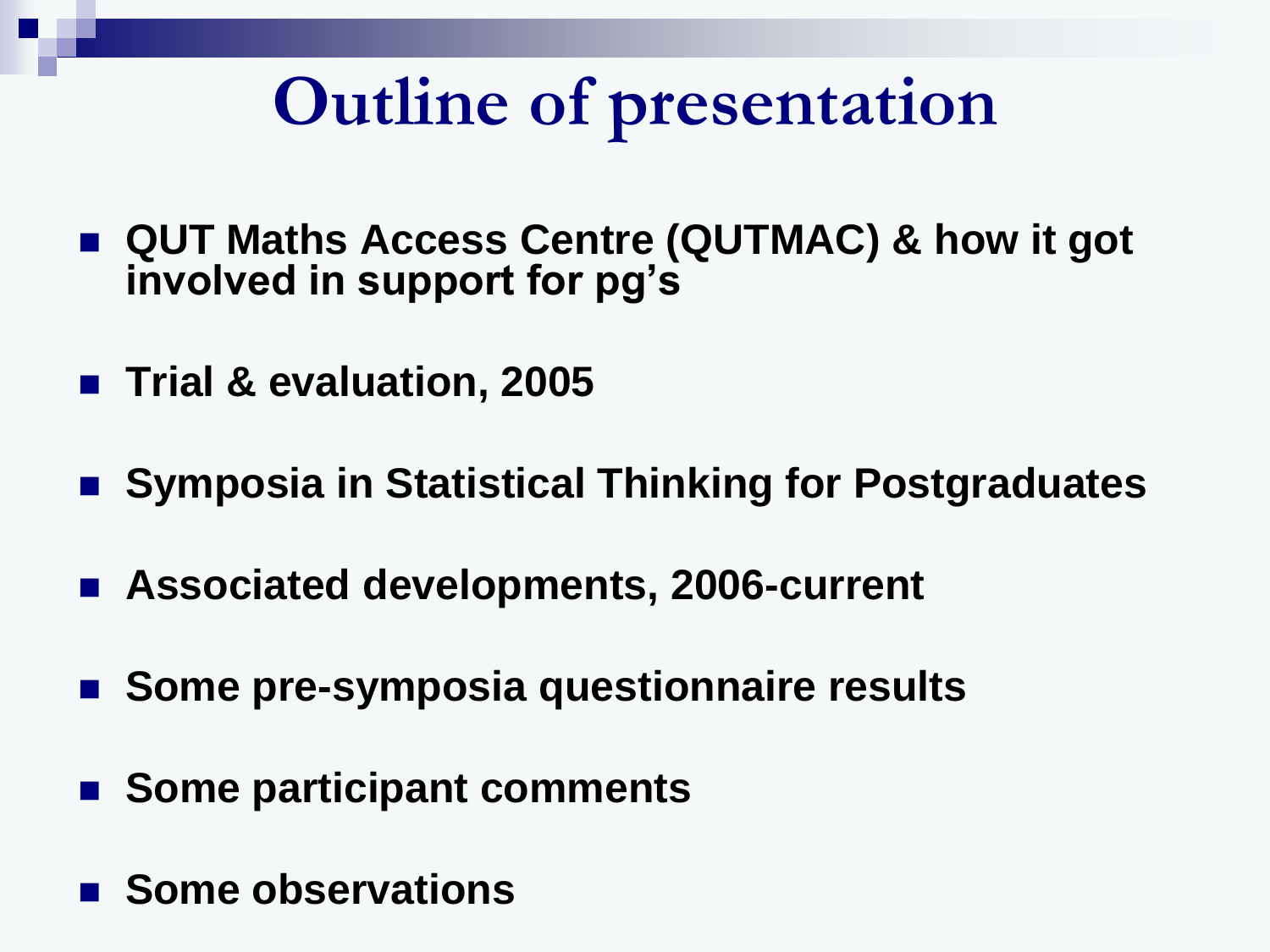# Outline of presentation

- **QUT Maths Access Centre (QUTMAC) & how it got involved in support for pg's**
- **Trial & evaluation, 2005**
- **Symposia in Statistical Thinking for Postgraduates**
- **Associated developments, 2006-current**
- **Some pre-symposia questionnaire results**
- **Some participant comments**
- **Some observations**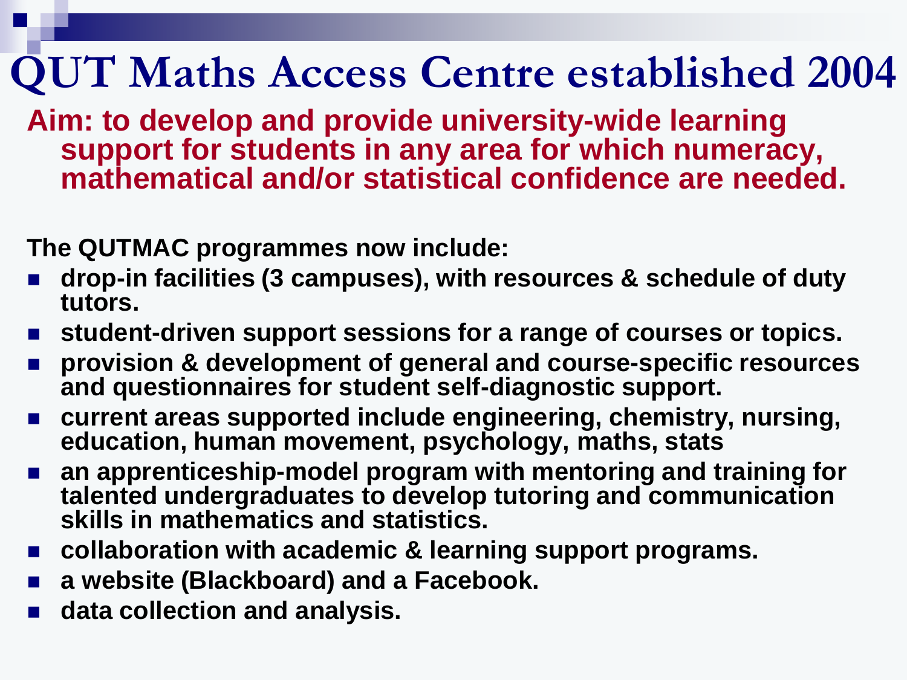# QUT Maths Access Centre established 2004

**Aim: to develop and provide university-wide learning support for students in any area for which numeracy, mathematical and/or statistical confidence are needed.**

**The QUTMAC programmes now include:**

- **drop-in facilities (3 campuses), with resources & schedule of duty tutors.**
- **student-driven support sessions for a range of courses or topics.**
- **provision & development of general and course-specific resources and questionnaires for student self-diagnostic support.**
- **current areas supported include engineering, chemistry, nursing, education, human movement, psychology, maths, stats**
- **an apprenticeship-model program with mentoring and training for talented undergraduates to develop tutoring and communication skills in mathematics and statistics.**
- **collaboration with academic & learning support programs.**
- **a website (Blackboard) and a Facebook.**
- **data collection and analysis.**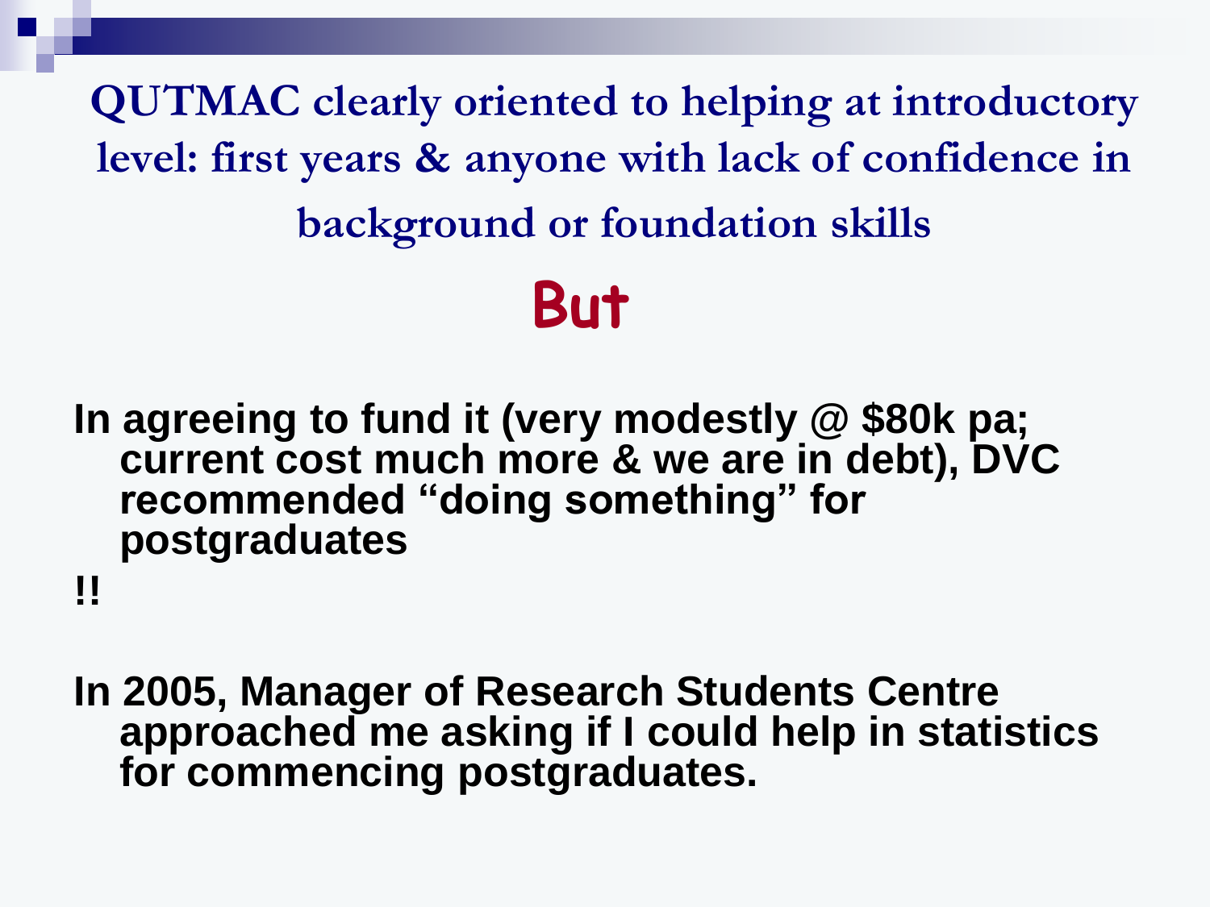## QUTMAC clearly oriented to helping at introductory level: first years & anyone with lack of confidence in background or foundation skills

# But

- In agreeing to fund it (very modestly @ $80k pa; current cost much more & we are in debt), DVC recommended "doing something" for postgraduates
- !!
- In 2005, Manager of Research Students Centre approached me asking if I could help in statistics for commencing postgraduates.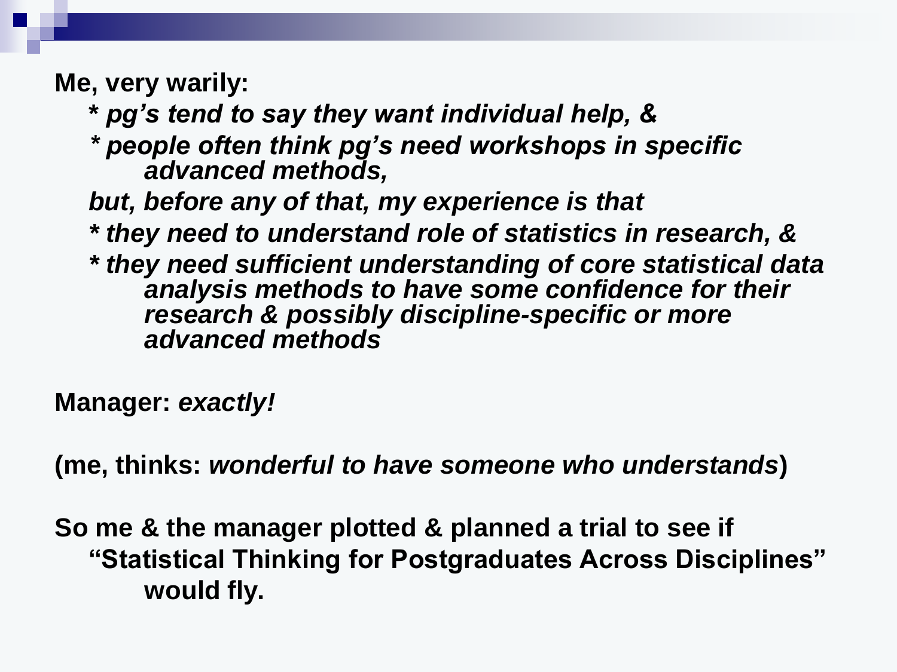**Me, very warily:**

- ***pg's tend to say they want individual help, &***
- ***people often think pg's need workshops in specific advanced methods,***

***but, before any of that, my experience is that***

- ***they need to understand role of statistics in research, &***
- ***they need sufficient understanding of core statistical data analysis methods to have some confidence for their research & possibly discipline-specific or more advanced methods***

**Manager:** ***exactly!***

**(me, thinks:** ***wonderful to have someone who understands*****)**

**So me & the manager plotted & planned a trial to see if "Statistical Thinking for Postgraduates Across Disciplines" would fly.**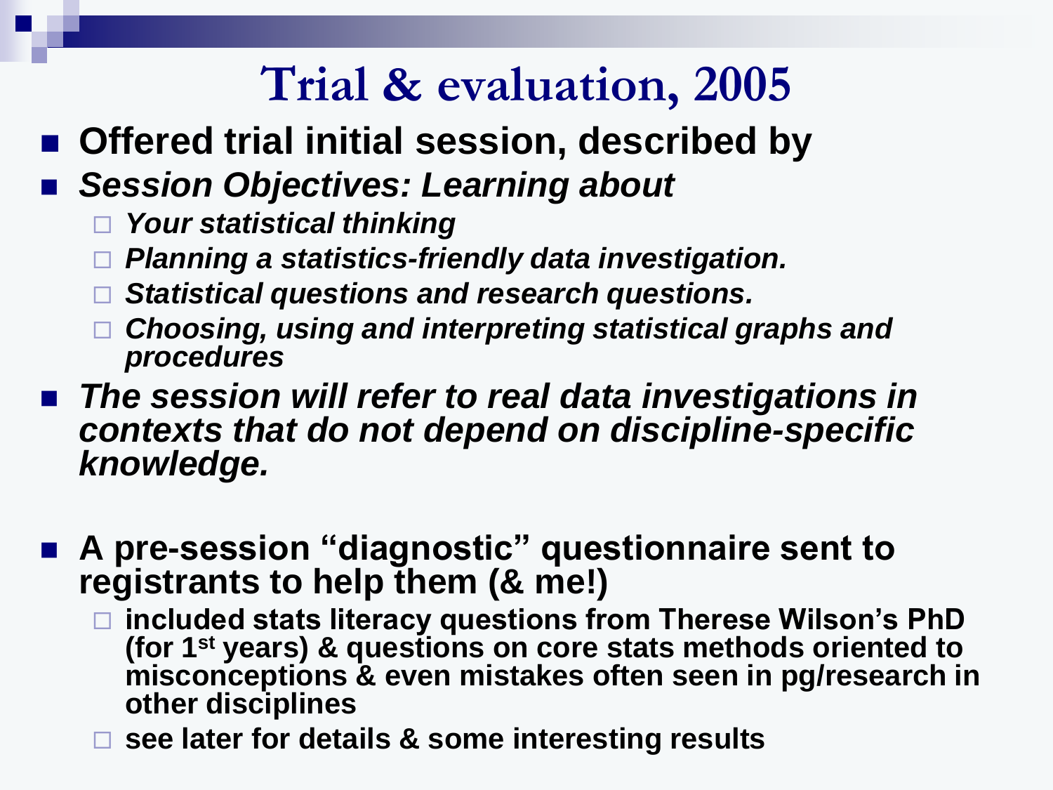# Trial & evaluation, 2005

- **Offered trial initial session, described by**
- ***Session Objectives: Learning about***
  - ***Your statistical thinking***
  - ***Planning a statistics-friendly data investigation.***
  - ***Statistical questions and research questions.***
  - ***Choosing, using and interpreting statistical graphs and procedures***
- ***The session will refer to real data investigations in contexts that do not depend on discipline-specific knowledge.***

- **A pre-session "diagnostic" questionnaire sent to registrants to help them (& me!)**
  - **included stats literacy questions from Therese Wilson's PhD (for 1st years) & questions on core stats methods oriented to misconceptions & even mistakes often seen in pg/research in other disciplines**
  - **see later for details & some interesting results**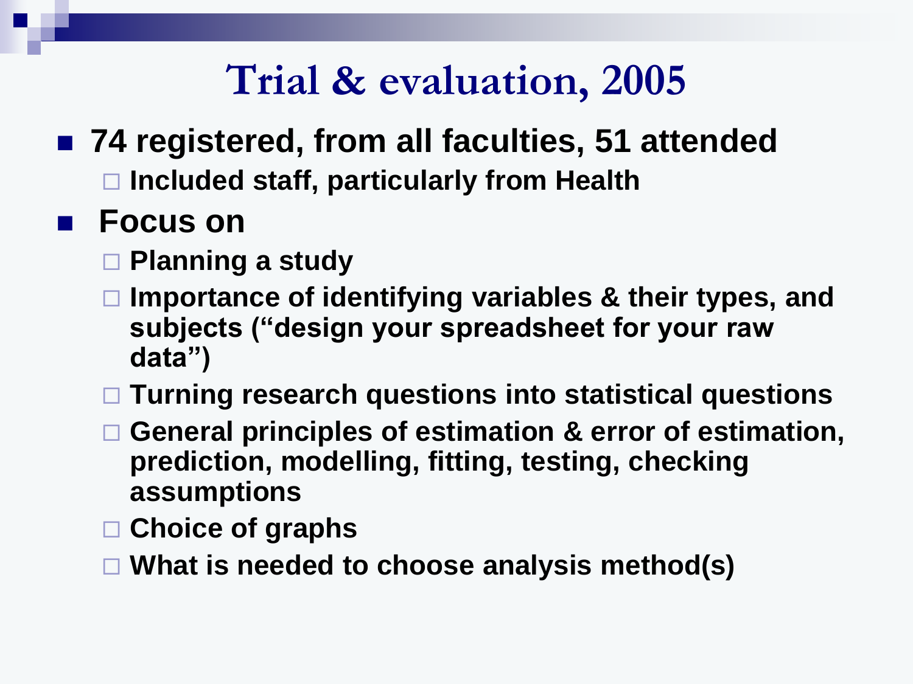# Trial & evaluation, 2005

- **74 registered, from all faculties, 51 attended**
  - **Included staff, particularly from Health**
- **Focus on**
  - **Planning a study**
  - **Importance of identifying variables & their types, and subjects ("design your spreadsheet for your raw data")**
  - **Turning research questions into statistical questions**
  - **General principles of estimation & error of estimation, prediction, modelling, fitting, testing, checking assumptions**
  - **Choice of graphs**
  - **What is needed to choose analysis method(s)**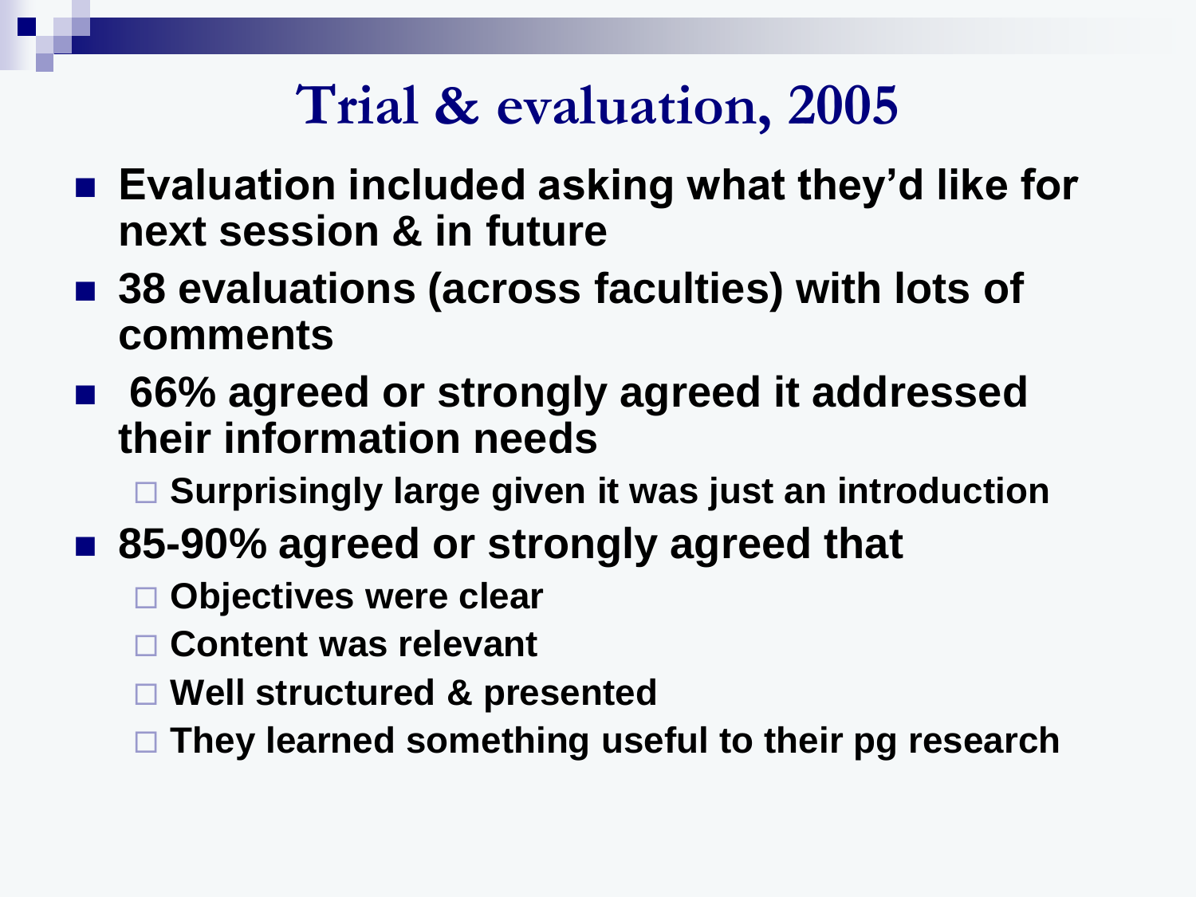# Trial & evaluation, 2005

- **Evaluation included asking what they'd like for next session & in future**
- **38 evaluations (across faculties) with lots of comments**
- **66% agreed or strongly agreed it addressed their information needs**
  - **Surprisingly large given it was just an introduction**
- **85-90% agreed or strongly agreed that**
  - **Objectives were clear**
  - **Content was relevant**
  - **Well structured & presented**
  - **They learned something useful to their pg research**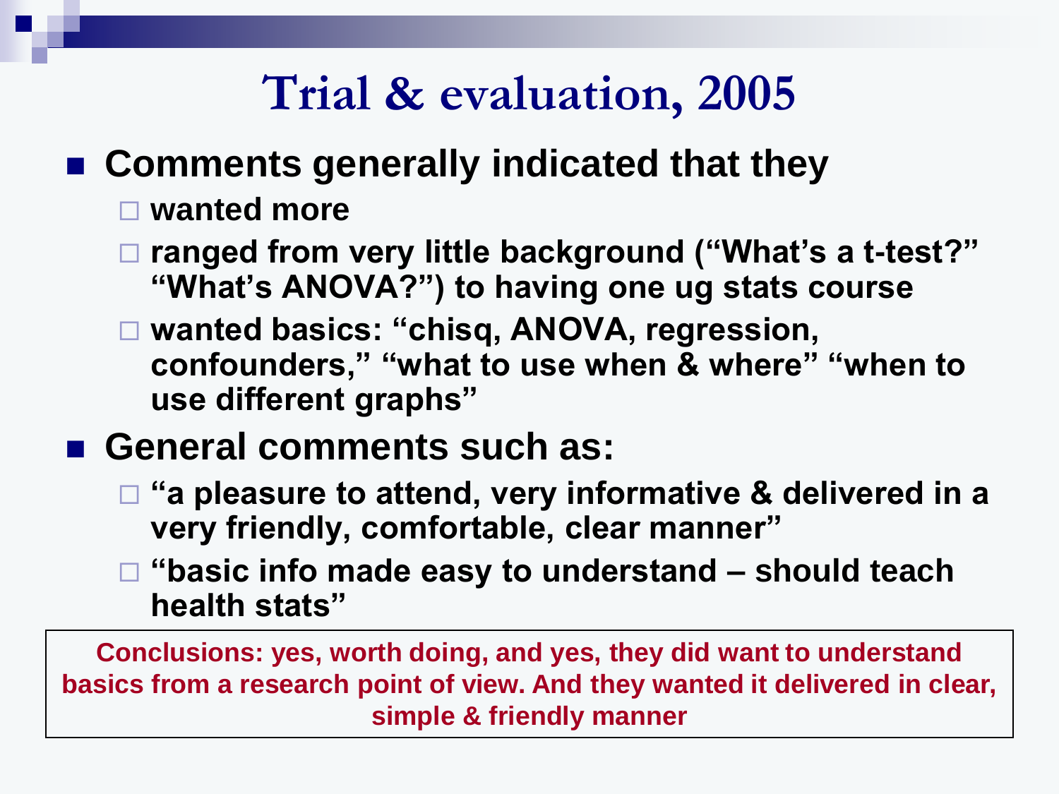# Trial & evaluation, 2005

- **Comments generally indicated that they**
  - **wanted more**
  - **ranged from very little background ("What's a t-test?" "What's ANOVA?") to having one ug stats course**
  - **wanted basics: "chisq, ANOVA, regression, confounders," "what to use when & where" "when to use different graphs"**
- **General comments such as:**
  - **"a pleasure to attend, very informative & delivered in a very friendly, comfortable, clear manner"**
  - **"basic info made easy to understand – should teach health stats"**

**Conclusions: yes, worth doing, and yes, they did want to understand basics from a research point of view. And they wanted it delivered in clear, simple & friendly manner**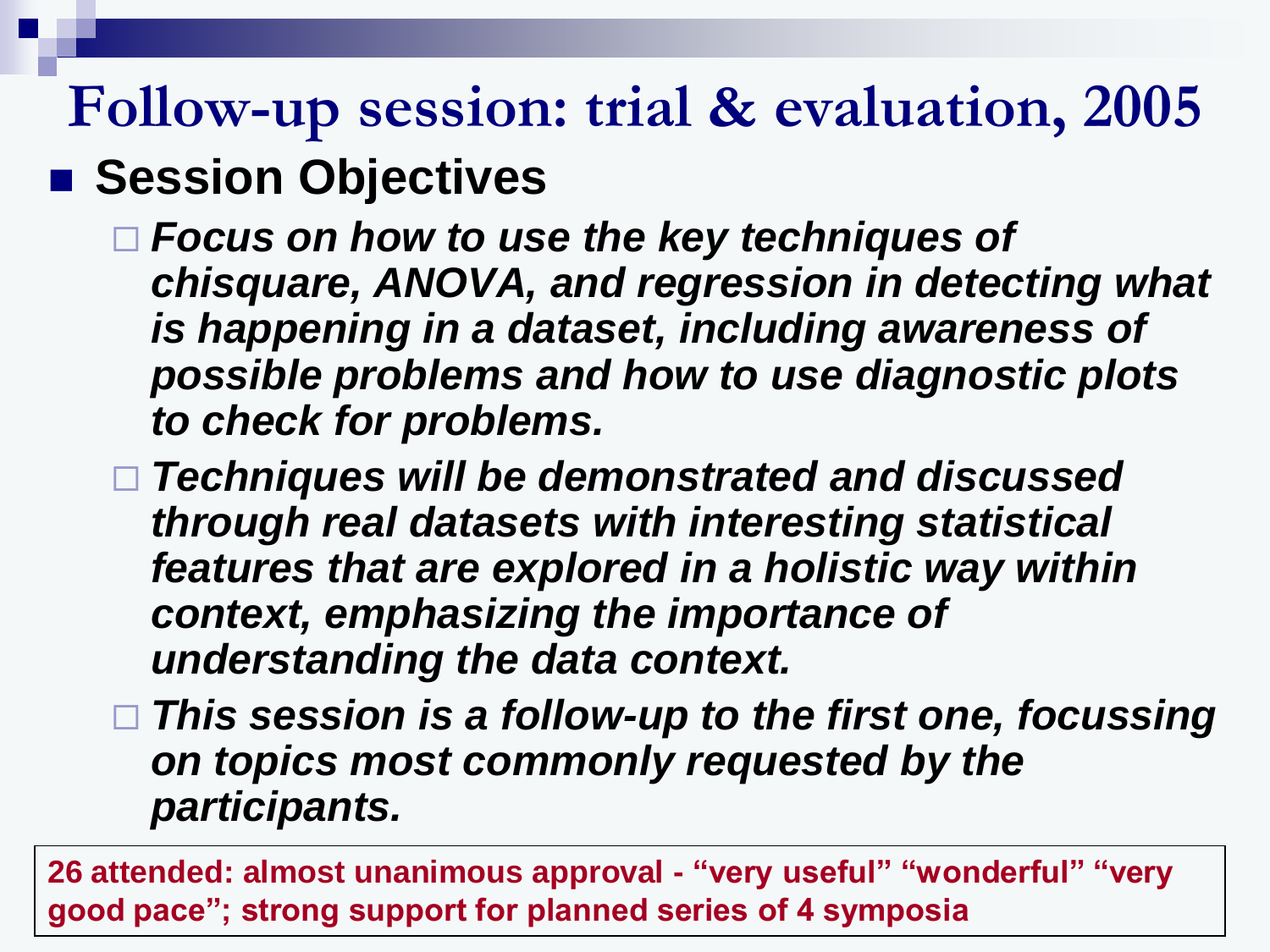# Follow-up session: trial & evaluation, 2005

- **Session Objectives**
  - ***Focus on how to use the key techniques of chisquare, ANOVA, and regression in detecting what is happening in a dataset, including awareness of possible problems and how to use diagnostic plots to check for problems.***
  - ***Techniques will be demonstrated and discussed through real datasets with interesting statistical features that are explored in a holistic way within context, emphasizing the importance of understanding the data context.***
  - ***This session is a follow-up to the first one, focussing on topics most commonly requested by the participants.***

**26 attended: almost unanimous approval - "very useful" "wonderful" "very good pace"; strong support for planned series of 4 symposia**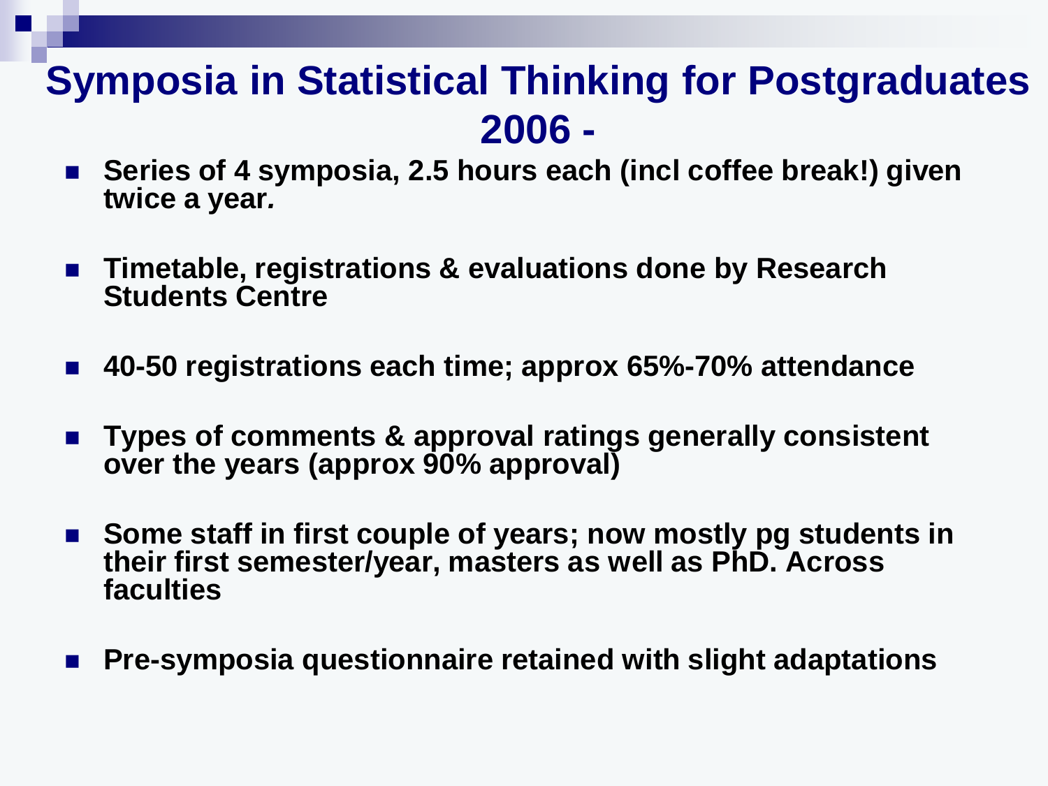# Symposia in Statistical Thinking for Postgraduates 2006 -

- **Series of 4 symposia, 2.5 hours each (incl coffee break!) given twice a year.**
- **Timetable, registrations & evaluations done by Research Students Centre**
- **40-50 registrations each time; approx 65%-70% attendance**
- **Types of comments & approval ratings generally consistent over the years (approx 90% approval)**
- **Some staff in first couple of years; now mostly pg students in their first semester/year, masters as well as PhD. Across faculties**
- **Pre-symposia questionnaire retained with slight adaptations**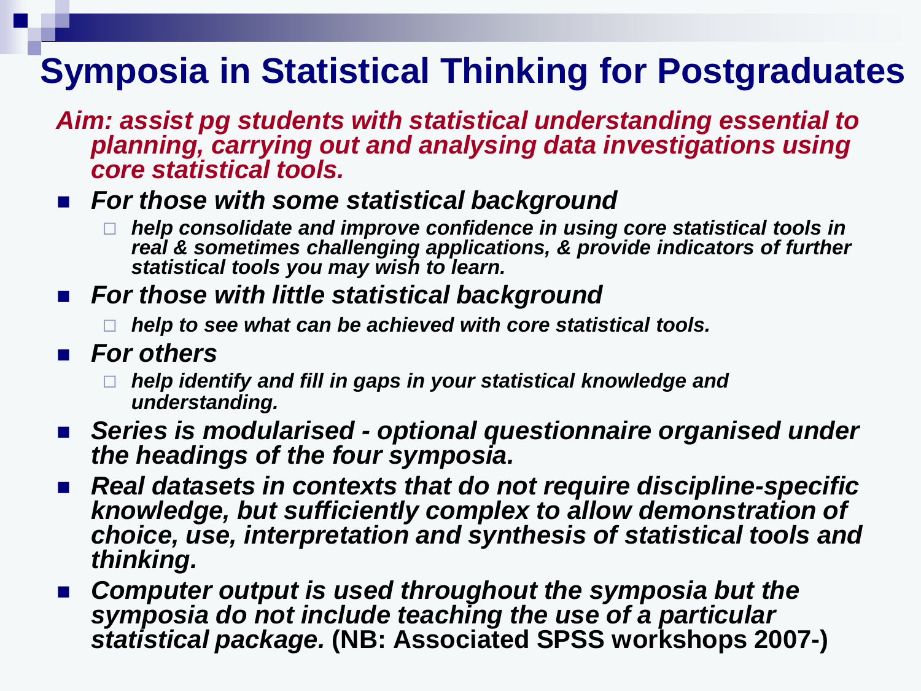# Symposia in Statistical Thinking for Postgraduates

***Aim: assist pg students with statistical understanding essential to planning, carrying out and analysing data investigations using core statistical tools.***

- ***For those with some statistical background***
  - ***help consolidate and improve confidence in using core statistical tools in real & sometimes challenging applications, & provide indicators of further statistical tools you may wish to learn.***
- ***For those with little statistical background***
  - ***help to see what can be achieved with core statistical tools.***
- ***For others***
  - ***help identify and fill in gaps in your statistical knowledge and understanding.***
- ***Series is modularised - optional questionnaire organised under the headings of the four symposia.***
- ***Real datasets in contexts that do not require discipline-specific knowledge, but sufficiently complex to allow demonstration of choice, use, interpretation and synthesis of statistical tools and thinking.***
- ***Computer output is used throughout the symposia but the symposia do not include teaching the use of a particular statistical package.*** **(NB: Associated SPSS workshops 2007-)**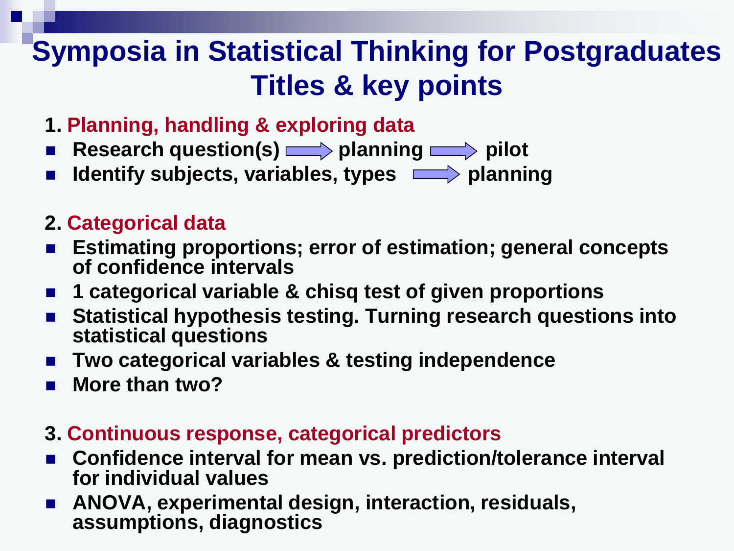# Symposia in Statistical Thinking for Postgraduates
# Titles & key points

## 1. Planning, handling & exploring data

- Research question(s) → planning → pilot
- Identify subjects, variables, types → planning

## 2. Categorical data

- Estimating proportions; error of estimation; general concepts of confidence intervals
- 1 categorical variable & chisq test of given proportions
- Statistical hypothesis testing. Turning research questions into statistical questions
- Two categorical variables & testing independence
- More than two?

## 3. Continuous response, categorical predictors

- Confidence interval for mean vs. prediction/tolerance interval for individual values
- ANOVA, experimental design, interaction, residuals, assumptions, diagnostics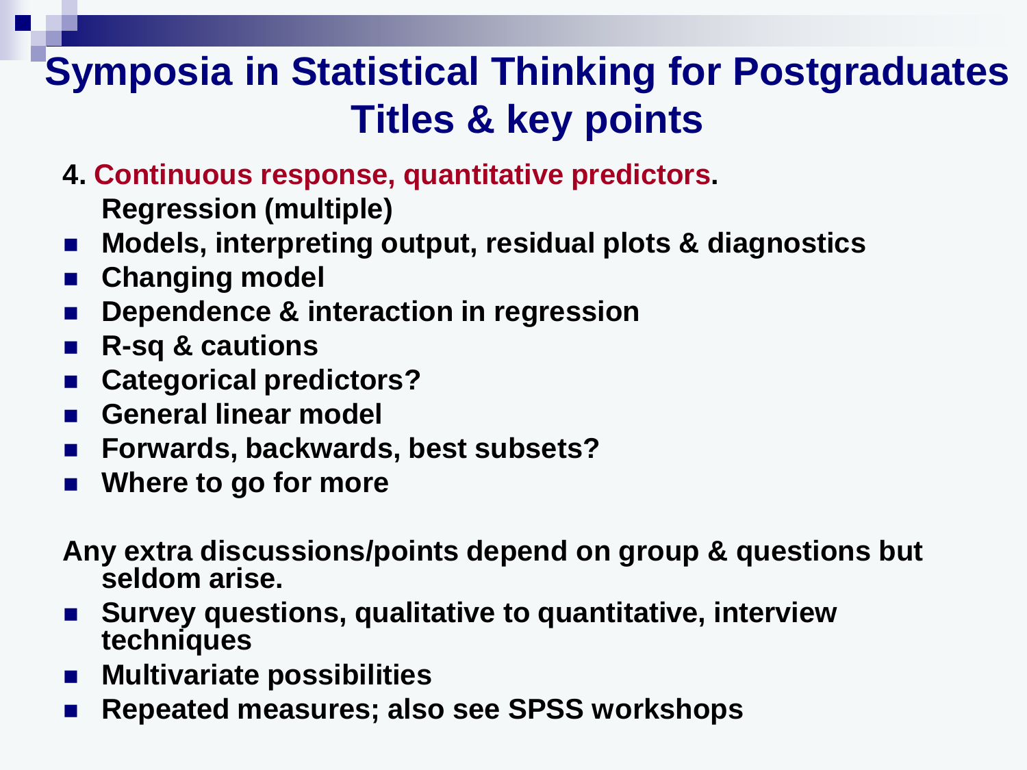# Symposia in Statistical Thinking for Postgraduates
## Titles & key points

**4. Continuous response, quantitative predictors.**
**Regression (multiple)**

- **Models, interpreting output, residual plots & diagnostics**
- **Changing model**
- **Dependence & interaction in regression**
- **R-sq & cautions**
- **Categorical predictors?**
- **General linear model**
- **Forwards, backwards, best subsets?**
- **Where to go for more**

**Any extra discussions/points depend on group & questions but seldom arise.**

- **Survey questions, qualitative to quantitative, interview techniques**
- **Multivariate possibilities**
- **Repeated measures; also see SPSS workshops**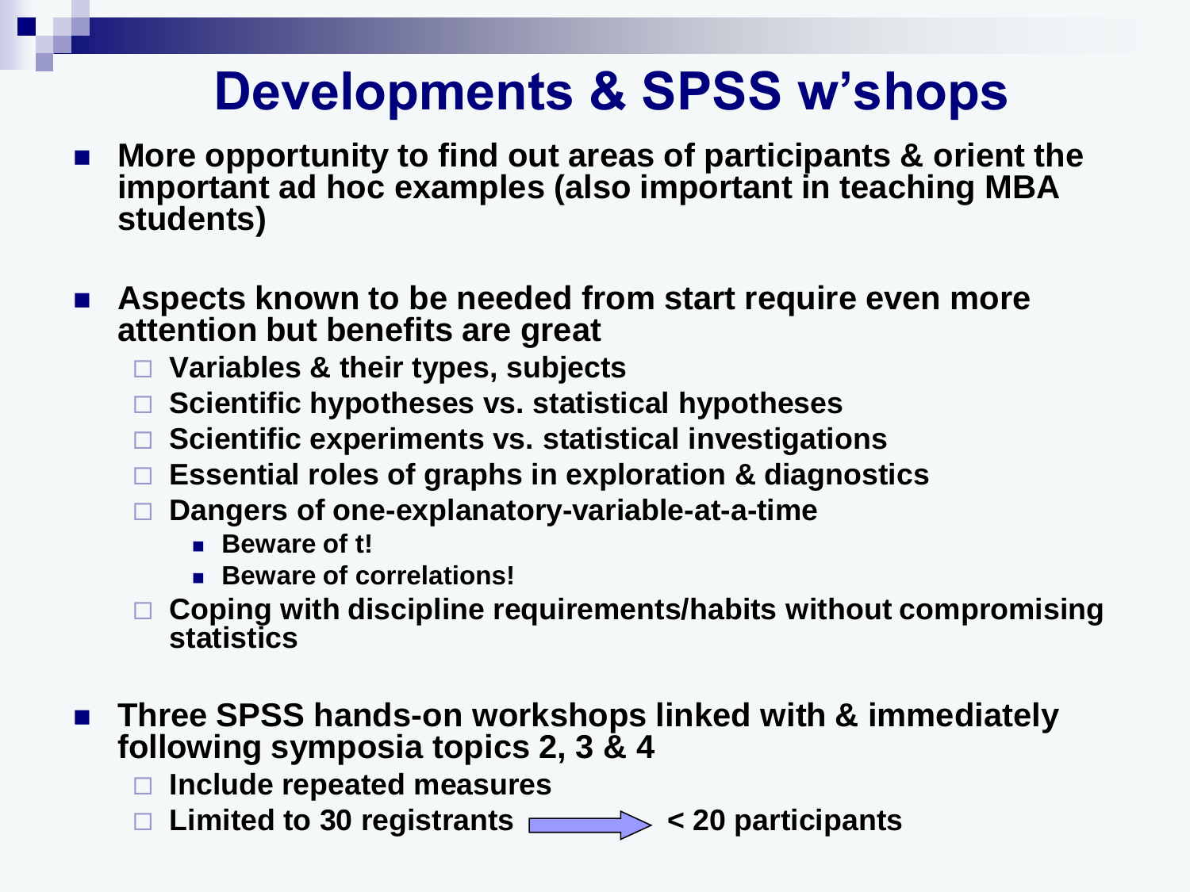# Developments & SPSS w'shops

- **More opportunity to find out areas of participants & orient the important ad hoc examples (also important in teaching MBA students)**

- **Aspects known to be needed from start require even more attention but benefits are great**
  - **Variables & their types, subjects**
  - **Scientific hypotheses vs. statistical hypotheses**
  - **Scientific experiments vs. statistical investigations**
  - **Essential roles of graphs in exploration & diagnostics**
  - **Dangers of one-explanatory-variable-at-a-time**
    - **Beware of t!**
    - **Beware of correlations!**
  - **Coping with discipline requirements/habits without compromising statistics**

- **Three SPSS hands-on workshops linked with & immediately following symposia topics 2, 3 & 4**
  - **Include repeated measures**
  - **Limited to 30 registrants → < 20 participants**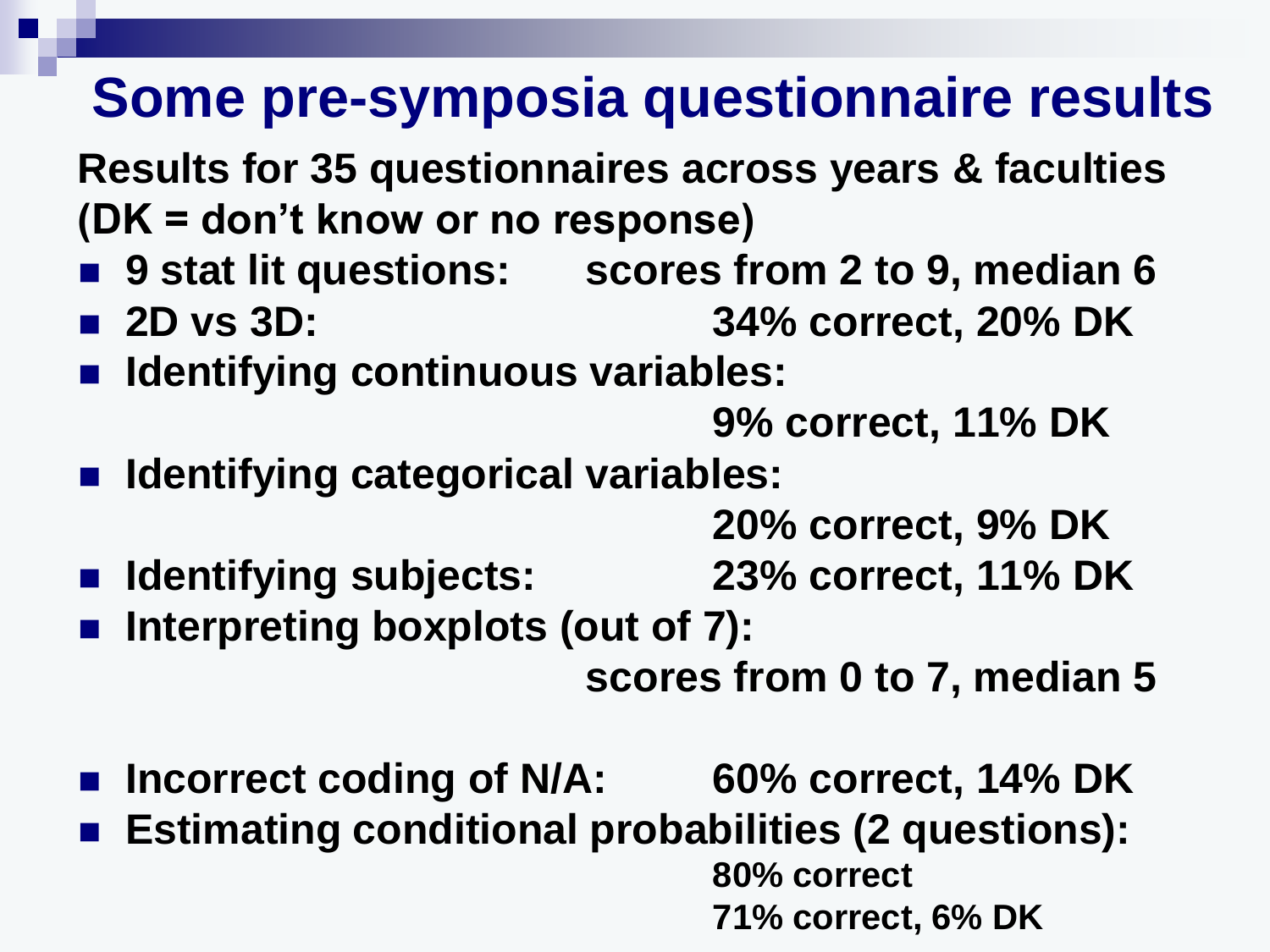# Some pre-symposia questionnaire results

**Results for 35 questionnaires across years & faculties (DK = don't know or no response)**

- **9 stat lit questions:** **scores from 2 to 9, median 6**
- **2D vs 3D:** **34% correct, 20% DK**
- **Identifying continuous variables:**
  **9% correct, 11% DK**
- **Identifying categorical variables:**
  **20% correct, 9% DK**
- **Identifying subjects:** **23% correct, 11% DK**
- **Interpreting boxplots (out of 7):**
  **scores from 0 to 7, median 5**

- **Incorrect coding of N/A:** **60% correct, 14% DK**
- **Estimating conditional probabilities (2 questions):**
  **80% correct**
  **71% correct, 6% DK**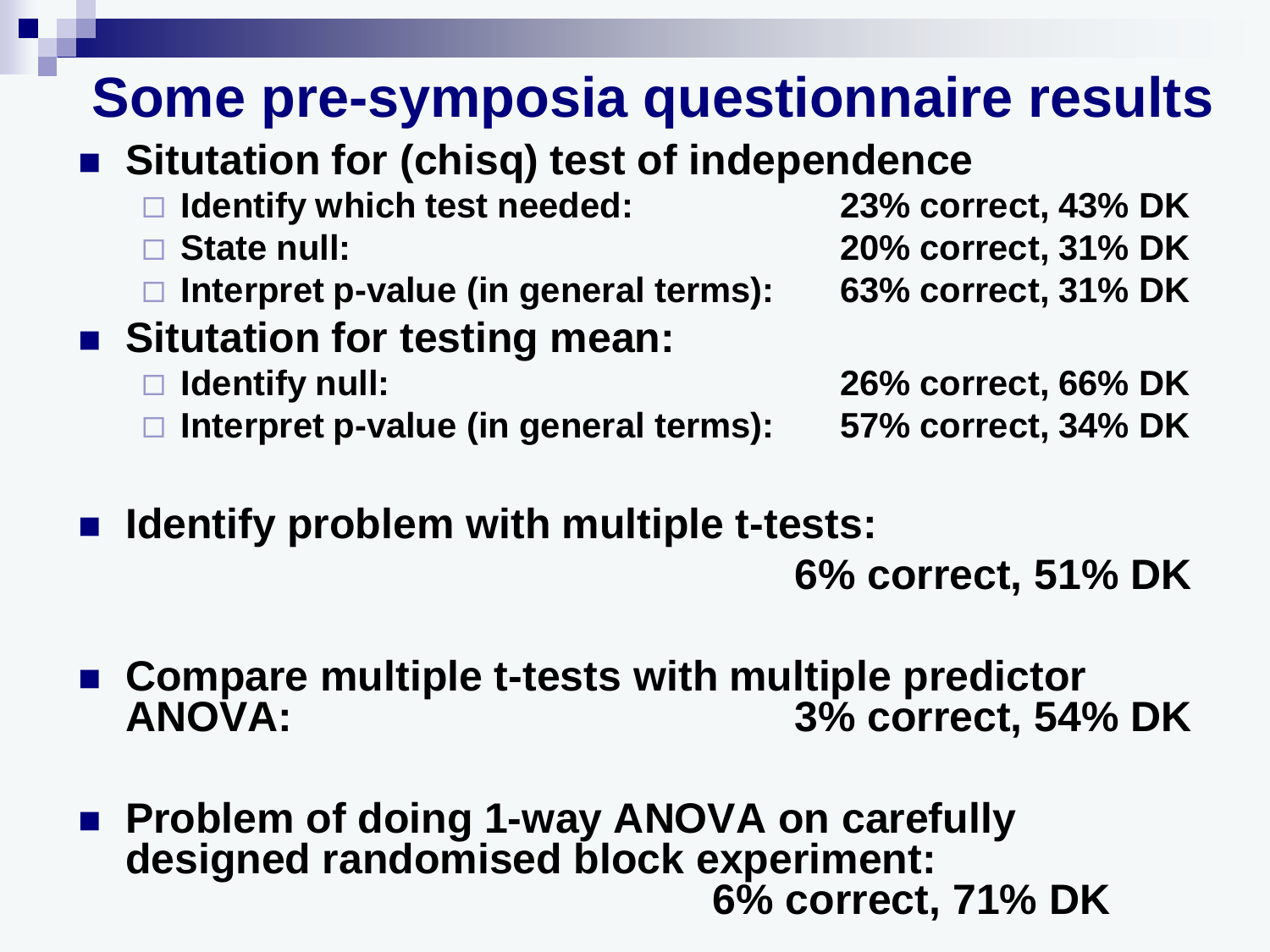# Some pre-symposia questionnaire results

- **Situtation for (chisq) test of independence**
  - **Identify which test needed:** **23% correct, 43% DK**
  - **State null:** **20% correct, 31% DK**
  - **Interpret p-value (in general terms):** **63% correct, 31% DK**
- **Situtation for testing mean:**
  - **Identify null:** **26% correct, 66% DK**
  - **Interpret p-value (in general terms):** **57% correct, 34% DK**
- **Identify problem with multiple t-tests:**
  **6% correct, 51% DK**
- **Compare multiple t-tests with multiple predictor ANOVA:** **3% correct, 54% DK**
- **Problem of doing 1-way ANOVA on carefully designed randomised block experiment:**
  **6% correct, 71% DK**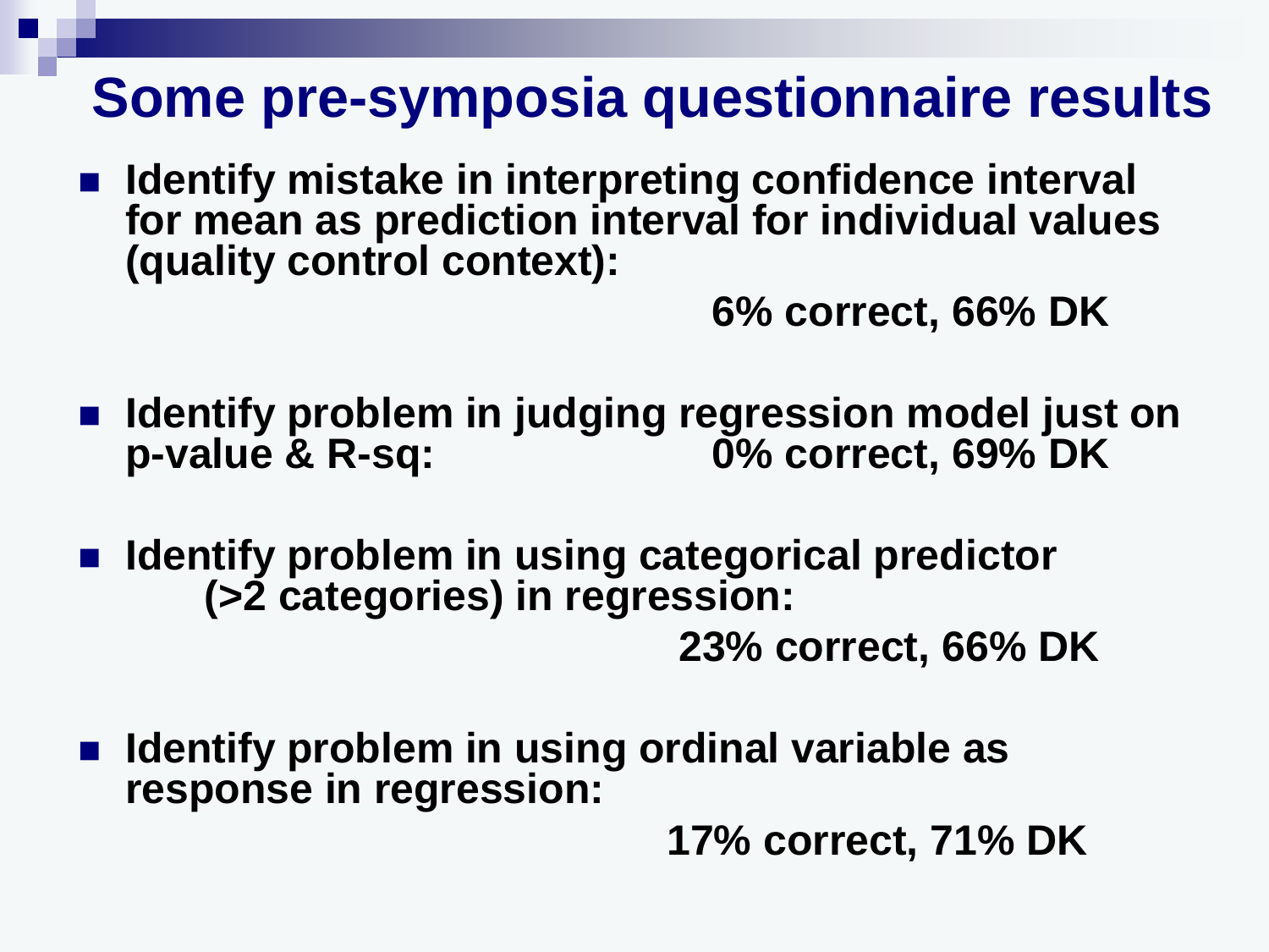# Some pre-symposia questionnaire results

- **Identify mistake in interpreting confidence interval for mean as prediction interval for individual values (quality control context):**

  **6% correct, 66% DK**

- **Identify problem in judging regression model just on p-value & R-sq:** **0% correct, 69% DK**

- **Identify problem in using categorical predictor (>2 categories) in regression:**

  **23% correct, 66% DK**

- **Identify problem in using ordinal variable as response in regression:**

  **17% correct, 71% DK**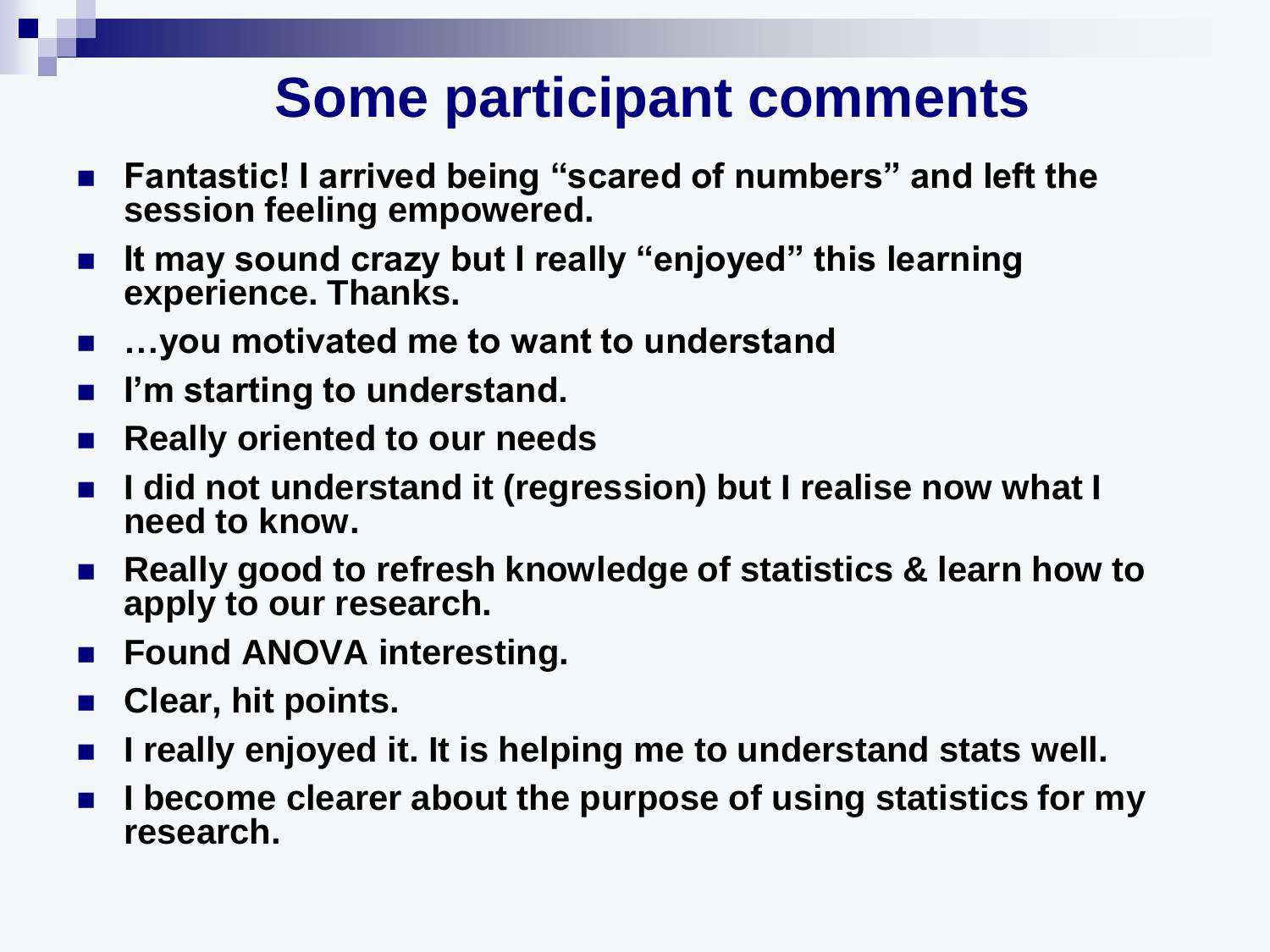# Some participant comments

- **Fantastic! I arrived being "scared of numbers" and left the session feeling empowered.**
- **It may sound crazy but I really "enjoyed" this learning experience. Thanks.**
- **…you motivated me to want to understand**
- **I'm starting to understand.**
- **Really oriented to our needs**
- **I did not understand it (regression) but I realise now what I need to know.**
- **Really good to refresh knowledge of statistics & learn how to apply to our research.**
- **Found ANOVA interesting.**
- **Clear, hit points.**
- **I really enjoyed it. It is helping me to understand stats well.**
- **I become clearer about the purpose of using statistics for my research.**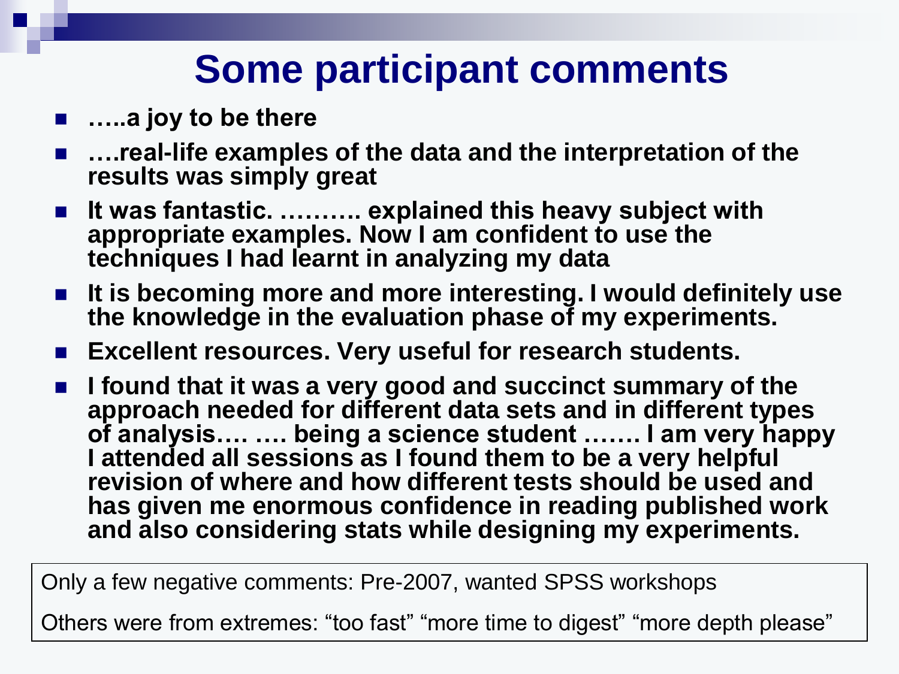# Some participant comments

- **…..a joy to be there**
- **….real-life examples of the data and the interpretation of the results was simply great**
- **It was fantastic. ………. explained this heavy subject with appropriate examples. Now I am confident to use the techniques I had learnt in analyzing my data**
- **It is becoming more and more interesting. I would definitely use the knowledge in the evaluation phase of my experiments.**
- **Excellent resources. Very useful for research students.**
- **I found that it was a very good and succinct summary of the approach needed for different data sets and in different types of analysis…. …. being a science student ……. I am very happy I attended all sessions as I found them to be a very helpful revision of where and how different tests should be used and has given me enormous confidence in reading published work and also considering stats while designing my experiments.**

Only a few negative comments: Pre-2007, wanted SPSS workshops

Others were from extremes: "too fast" "more time to digest" "more depth please"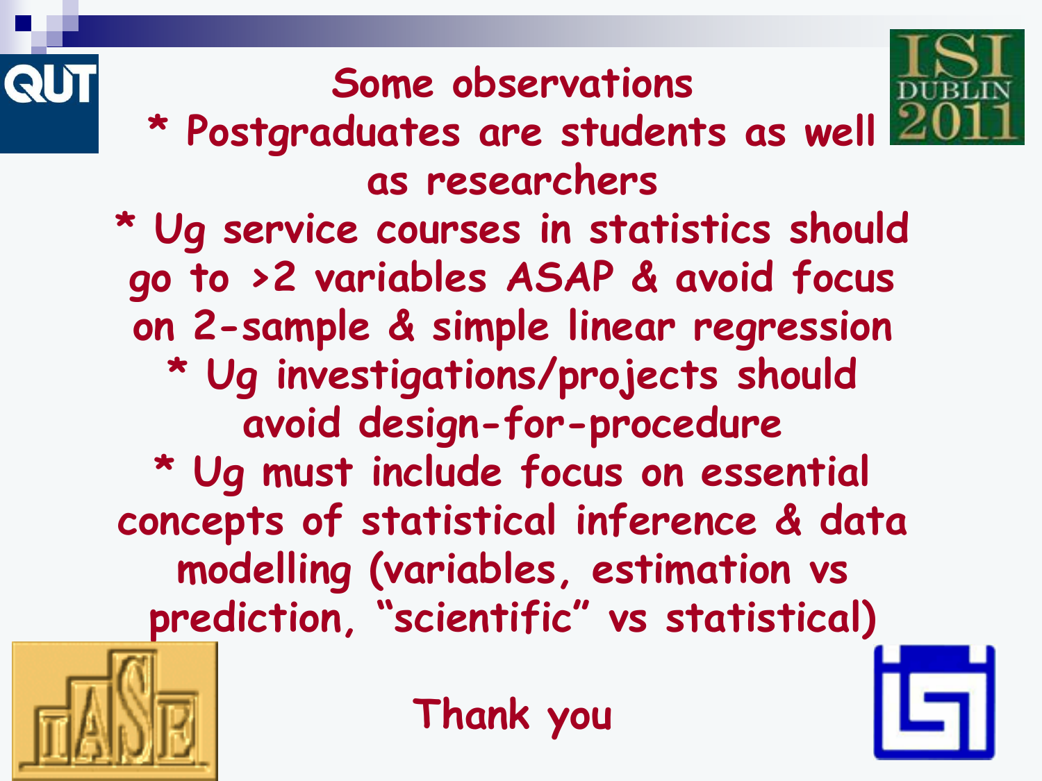# Some observations

* Postgraduates are students as well as researchers
* Ug service courses in statistics should go to >2 variables ASAP & avoid focus on 2-sample & simple linear regression
* Ug investigations/projects should avoid design-for-procedure
* Ug must include focus on essential concepts of statistical inference & data modelling (variables, estimation vs prediction, "scientific" vs statistical)

Thank you